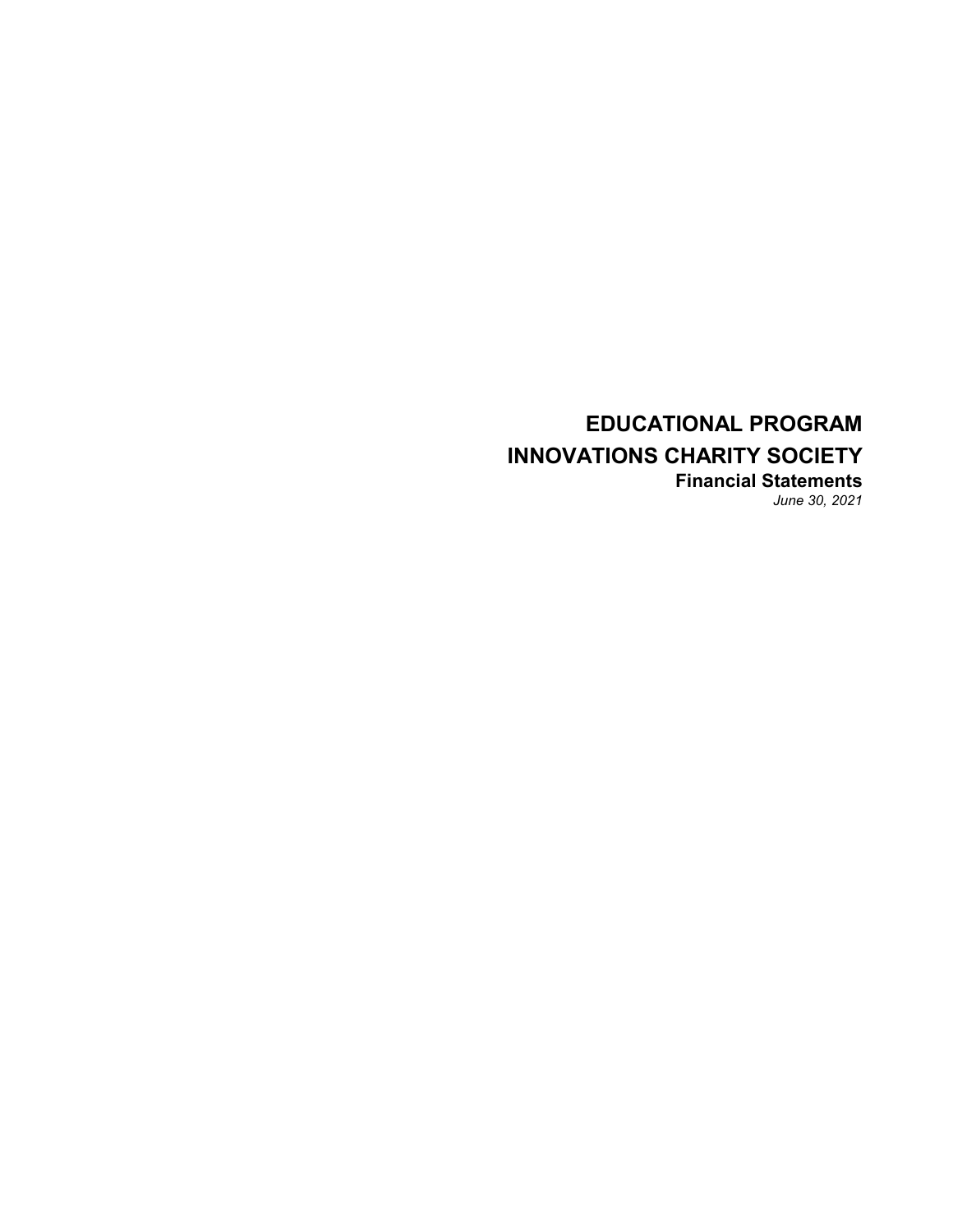# EDUCATIONAL PROGRAM INNOVATIONS CHARITY SOCIETY

**Financial Statements**

*June 30, 2021*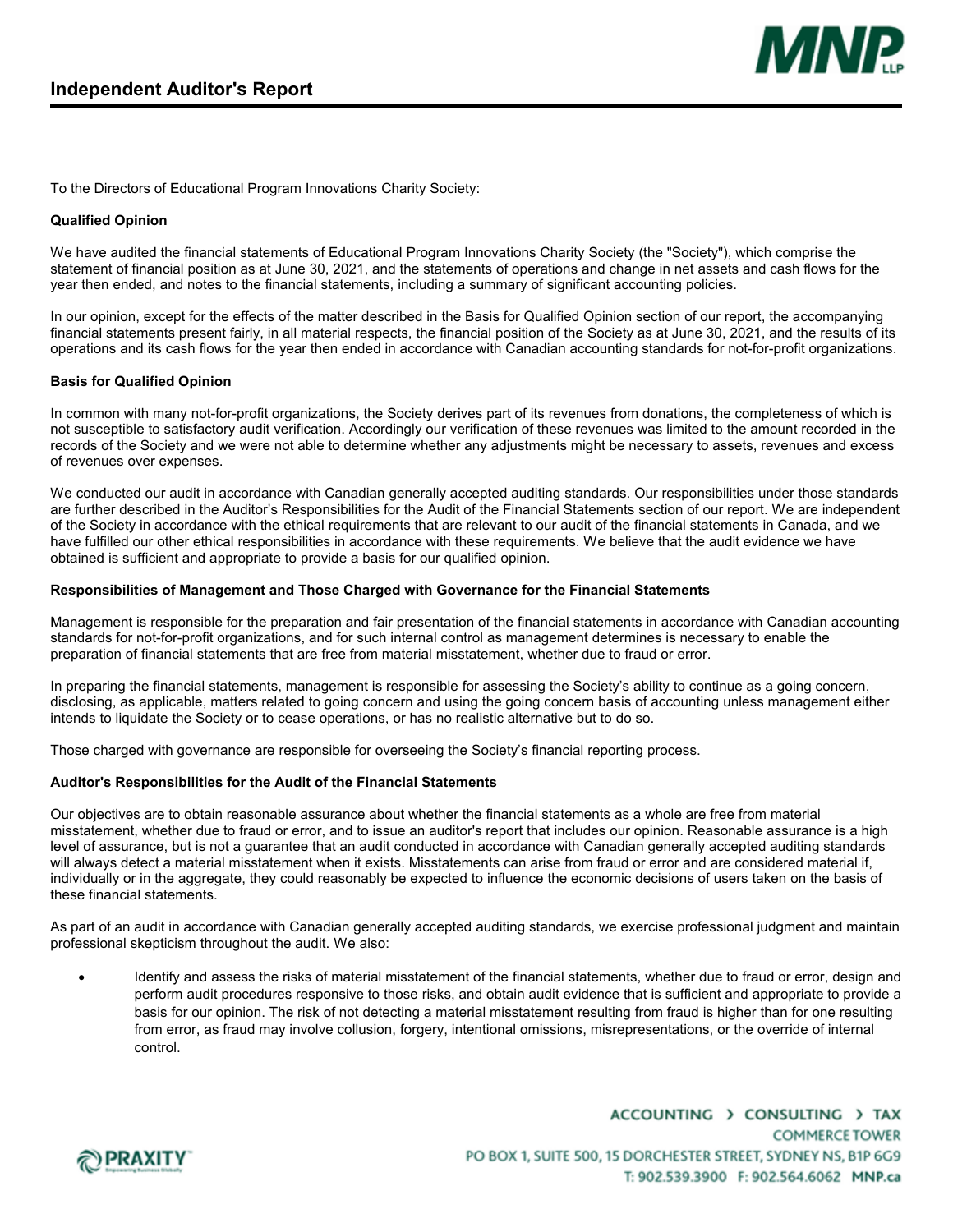# Independent Auditor's Report

To the Directors of Educational Program Innovations Charity Society:

**Qualified Opinion**

We have audited the financial statements of Educational Program Innovations Charity Society (the "Society"), which comprise the statement of financial position as at June 30, 2021, and the statements of operations and change in net assets and cash flows for the year then ended, and notes to the financial statements, including a summary of significant accounting policies.

In our opinion, except for the effects of the matter described in the Basis for Qualified Opinion section of our report, the accompanying financial statements present fairly, in all material respects, the financial position of the Society as at June 30, 2021, and the results of its operations and its cash flows for the year then ended in accordance with Canadian accounting standards for not-for-profit organizations.

**Basis for Qualified Opinion**

In common with many not-for-profit organizations, the Society derives part of its revenues from donations, the completeness of which is not susceptible to satisfactory audit verification. Accordingly our verification of these revenues was limited to the amount recorded in the records of the Society and we were not able to determine whether any adjustments might be necessary to assets, revenues and excess of revenues over expenses.

We conducted our audit in accordance with Canadian generally accepted auditing standards. Our responsibilities under those standards are further described in the Auditor's Responsibilities for the Audit of the Financial Statements section of our report. We are independent of the Society in accordance with the ethical requirements that are relevant to our audit of the financial statements in Canada, and we have fulfilled our other ethical responsibilities in accordance with these requirements. We believe that the audit evidence we have obtained is sufficient and appropriate to provide a basis for our qualified opinion.

**Responsibilities of Management and Those Charged with Governance for the Financial Statements**

Management is responsible for the preparation and fair presentation of the financial statements in accordance with Canadian accounting standards for not-for-profit organizations, and for such internal control as management determines is necessary to enable the preparation of financial statements that are free from material misstatement, whether due to fraud or error.

In preparing the financial statements, management is responsible for assessing the Society's ability to continue as a going concern, disclosing, as applicable, matters related to going concern and using the going concern basis of accounting unless management either intends to liquidate the Society or to cease operations, or has no realistic alternative but to do so.

Those charged with governance are responsible for overseeing the Society's financial reporting process.

**Auditor's Responsibilities for the Audit of the Financial Statements**

Our objectives are to obtain reasonable assurance about whether the financial statements as a whole are free from material misstatement, whether due to fraud or error, and to issue an auditor's report that includes our opinion. Reasonable assurance is a high level of assurance, but is not a guarantee that an audit conducted in accordance with Canadian generally accepted auditing standards will always detect a material misstatement when it exists. Misstatements can arise from fraud or error and are considered material if, individually or in the aggregate, they could reasonably be expected to influence the economic decisions of users taken on the basis of these financial statements.

As part of an audit in accordance with Canadian generally accepted auditing standards, we exercise professional judgment and maintain professional skepticism throughout the audit. We also:

- Identify and assess the risks of material misstatement of the financial statements, whether due to fraud or error, design and perform audit procedures responsive to those risks, and obtain audit evidence that is sufficient and appropriate to provide a basis for our opinion. The risk of not detecting a material misstatement resulting from fraud is higher than for one resulting from error, as fraud may involve collusion, forgery, intentional omissions, misrepresentations, or the override of internal control.

ACCOUNTING › CONSULTING › TAX
COMMERCE TOWER
PO BOX 1, SUITE 500, 15 DORCHESTER STREET, SYDNEY NS, B1P 6G9
T: 902.539.3900 F: 902.564.6062 MNP.ca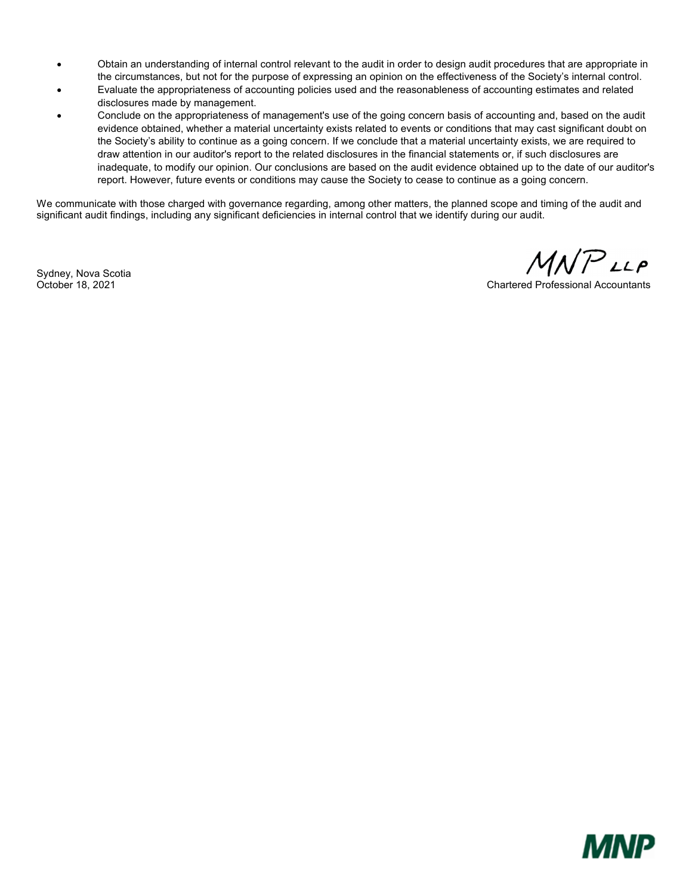- Obtain an understanding of internal control relevant to the audit in order to design audit procedures that are appropriate in the circumstances, but not for the purpose of expressing an opinion on the effectiveness of the Society's internal control.
- Evaluate the appropriateness of accounting policies used and the reasonableness of accounting estimates and related disclosures made by management.
- Conclude on the appropriateness of management's use of the going concern basis of accounting and, based on the audit evidence obtained, whether a material uncertainty exists related to events or conditions that may cast significant doubt on the Society's ability to continue as a going concern. If we conclude that a material uncertainty exists, we are required to draw attention in our auditor's report to the related disclosures in the financial statements or, if such disclosures are inadequate, to modify our opinion. Our conclusions are based on the audit evidence obtained up to the date of our auditor's report. However, future events or conditions may cause the Society to cease to continue as a going concern.

We communicate with those charged with governance regarding, among other matters, the planned scope and timing of the audit and significant audit findings, including any significant deficiencies in internal control that we identify during our audit.

Sydney, Nova Scotia
October 18, 2021

MNP LLP
Chartered Professional Accountants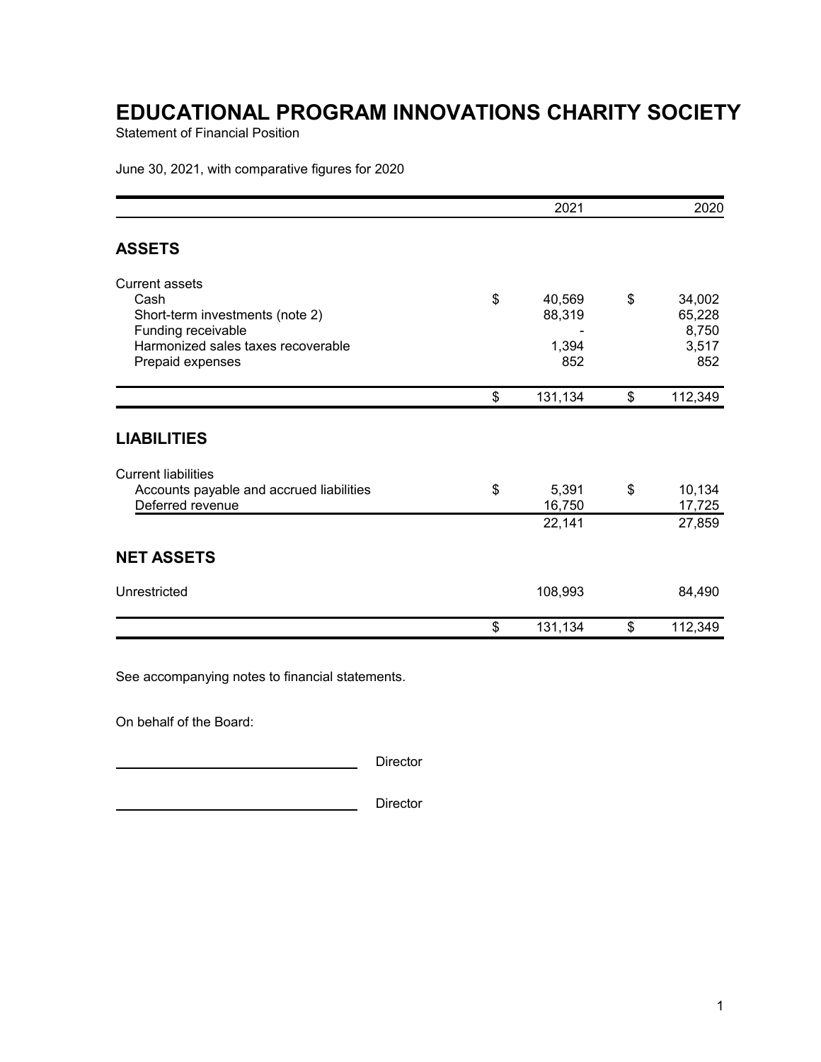# EDUCATIONAL PROGRAM INNOVATIONS CHARITY SOCIETY

Statement of Financial Position

June 30, 2021, with comparative figures for 2020

| | 2021 | 2020 |
|---|---|---|
| **ASSETS** | | |
| Current assets | | |
| Cash | $ 40,569 | $ 34,002 |
| Short-term investments (note 2) | 88,319 | 65,228 |
| Funding receivable | - | 8,750 |
| Harmonized sales taxes recoverable | 1,394 | 3,517 |
| Prepaid expenses | 852 | 852 |
| | $ 131,134 | $ 112,349 |
| **LIABILITIES** | | |
| Current liabilities | | |
| Accounts payable and accrued liabilities | $ 5,391 | $ 10,134 |
| Deferred revenue | 16,750 | 17,725 |
| | 22,141 | 27,859 |
| **NET ASSETS** | | |
| Unrestricted | 108,993 | 84,490 |
| | $ 131,134 | $ 112,349 |

See accompanying notes to financial statements.

On behalf of the Board:

\_\_\_\_\_\_\_\_\_\_\_\_\_\_\_\_\_\_\_\_\_\_\_\_\_\_\_\_ Director

\_\_\_\_\_\_\_\_\_\_\_\_\_\_\_\_\_\_\_\_\_\_\_\_\_\_\_\_ Director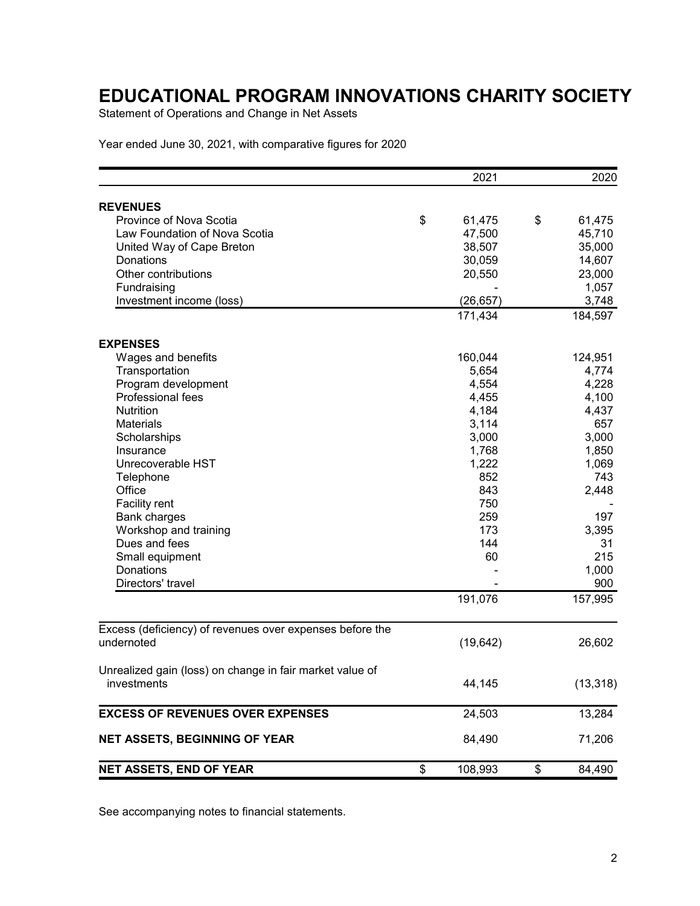# EDUCATIONAL PROGRAM INNOVATIONS CHARITY SOCIETY

Statement of Operations and Change in Net Assets

Year ended June 30, 2021, with comparative figures for 2020

| | 2021 | 2020 |
|---|---|---|
| **REVENUES** | | |
| Province of Nova Scotia | $ 61,475 | $ 61,475 |
| Law Foundation of Nova Scotia | 47,500 | 45,710 |
| United Way of Cape Breton | 38,507 | 35,000 |
| Donations | 30,059 | 14,607 |
| Other contributions | 20,550 | 23,000 |
| Fundraising | - | 1,057 |
| Investment income (loss) | (26,657) | 3,748 |
| | 171,434 | 184,597 |
| **EXPENSES** | | |
| Wages and benefits | 160,044 | 124,951 |
| Transportation | 5,654 | 4,774 |
| Program development | 4,554 | 4,228 |
| Professional fees | 4,455 | 4,100 |
| Nutrition | 4,184 | 4,437 |
| Materials | 3,114 | 657 |
| Scholarships | 3,000 | 3,000 |
| Insurance | 1,768 | 1,850 |
| Unrecoverable HST | 1,222 | 1,069 |
| Telephone | 852 | 743 |
| Office | 843 | 2,448 |
| Facility rent | 750 | - |
| Bank charges | 259 | 197 |
| Workshop and training | 173 | 3,395 |
| Dues and fees | 144 | 31 |
| Small equipment | 60 | 215 |
| Donations | - | 1,000 |
| Directors' travel | - | 900 |
| | 191,076 | 157,995 |
| Excess (deficiency) of revenues over expenses before the undernoted | (19,642) | 26,602 |
| Unrealized gain (loss) on change in fair market value of investments | 44,145 | (13,318) |
| **EXCESS OF REVENUES OVER EXPENSES** | 24,503 | 13,284 |
| **NET ASSETS, BEGINNING OF YEAR** | 84,490 | 71,206 |
| **NET ASSETS, END OF YEAR** | $ 108,993 | $ 84,490 |

See accompanying notes to financial statements.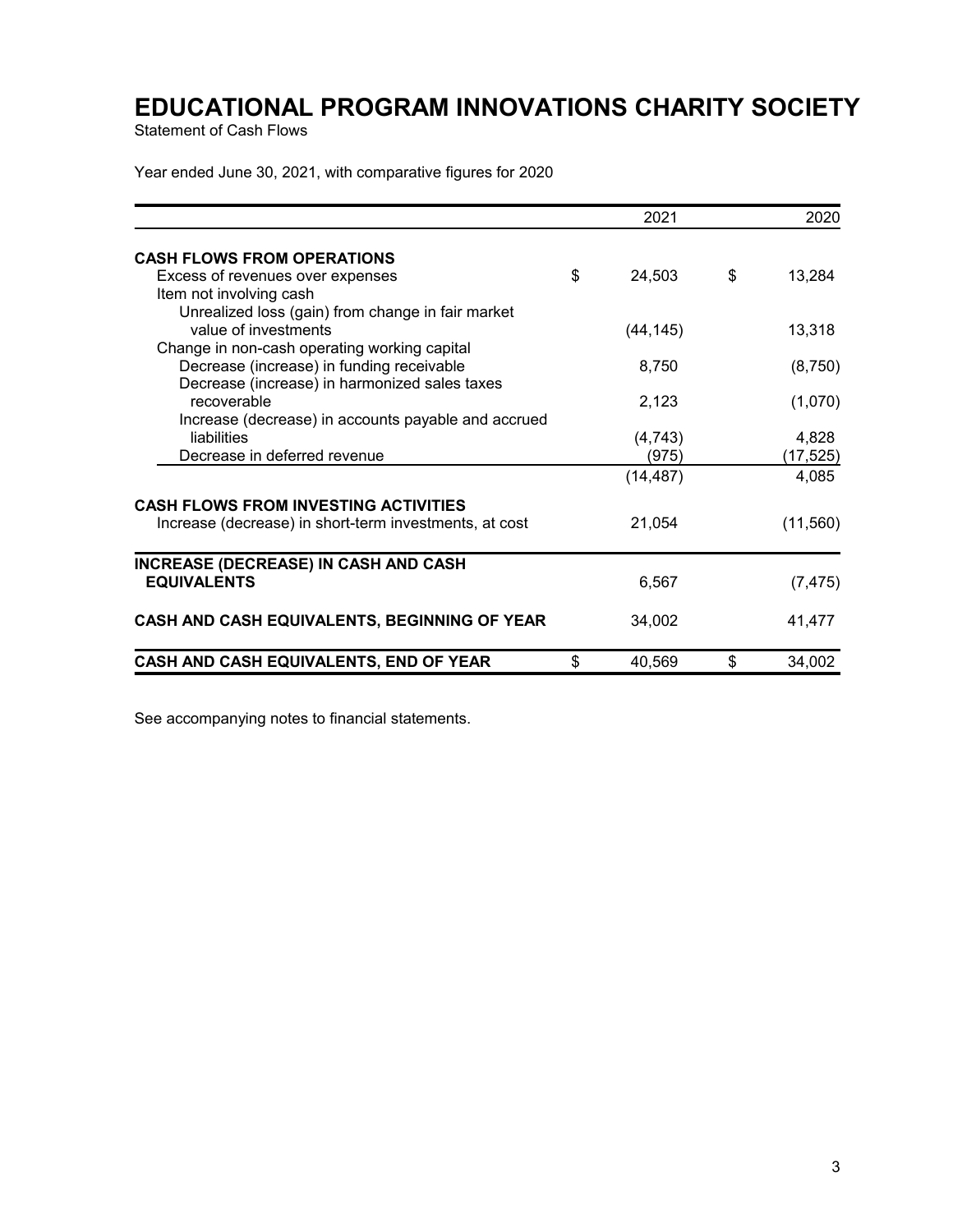# EDUCATIONAL PROGRAM INNOVATIONS CHARITY SOCIETY

Statement of Cash Flows

Year ended June 30, 2021, with comparative figures for 2020

| | 2021 | 2020 |
|---|---|---|
| **CASH FLOWS FROM OPERATIONS** | | |
| Excess of revenues over expenses | $ 24,503 | $ 13,284 |
| Item not involving cash | | |
| Unrealized loss (gain) from change in fair market value of investments | (44,145) | 13,318 |
| Change in non-cash operating working capital | | |
| Decrease (increase) in funding receivable | 8,750 | (8,750) |
| Decrease (increase) in harmonized sales taxes recoverable | 2,123 | (1,070) |
| Increase (decrease) in accounts payable and accrued liabilities | (4,743) | 4,828 |
| Decrease in deferred revenue | (975) | (17,525) |
| | (14,487) | 4,085 |
| **CASH FLOWS FROM INVESTING ACTIVITIES** | | |
| Increase (decrease) in short-term investments, at cost | 21,054 | (11,560) |
| **INCREASE (DECREASE) IN CASH AND CASH EQUIVALENTS** | 6,567 | (7,475) |
| **CASH AND CASH EQUIVALENTS, BEGINNING OF YEAR** | 34,002 | 41,477 |
| **CASH AND CASH EQUIVALENTS, END OF YEAR** | $ 40,569 | $ 34,002 |

See accompanying notes to financial statements.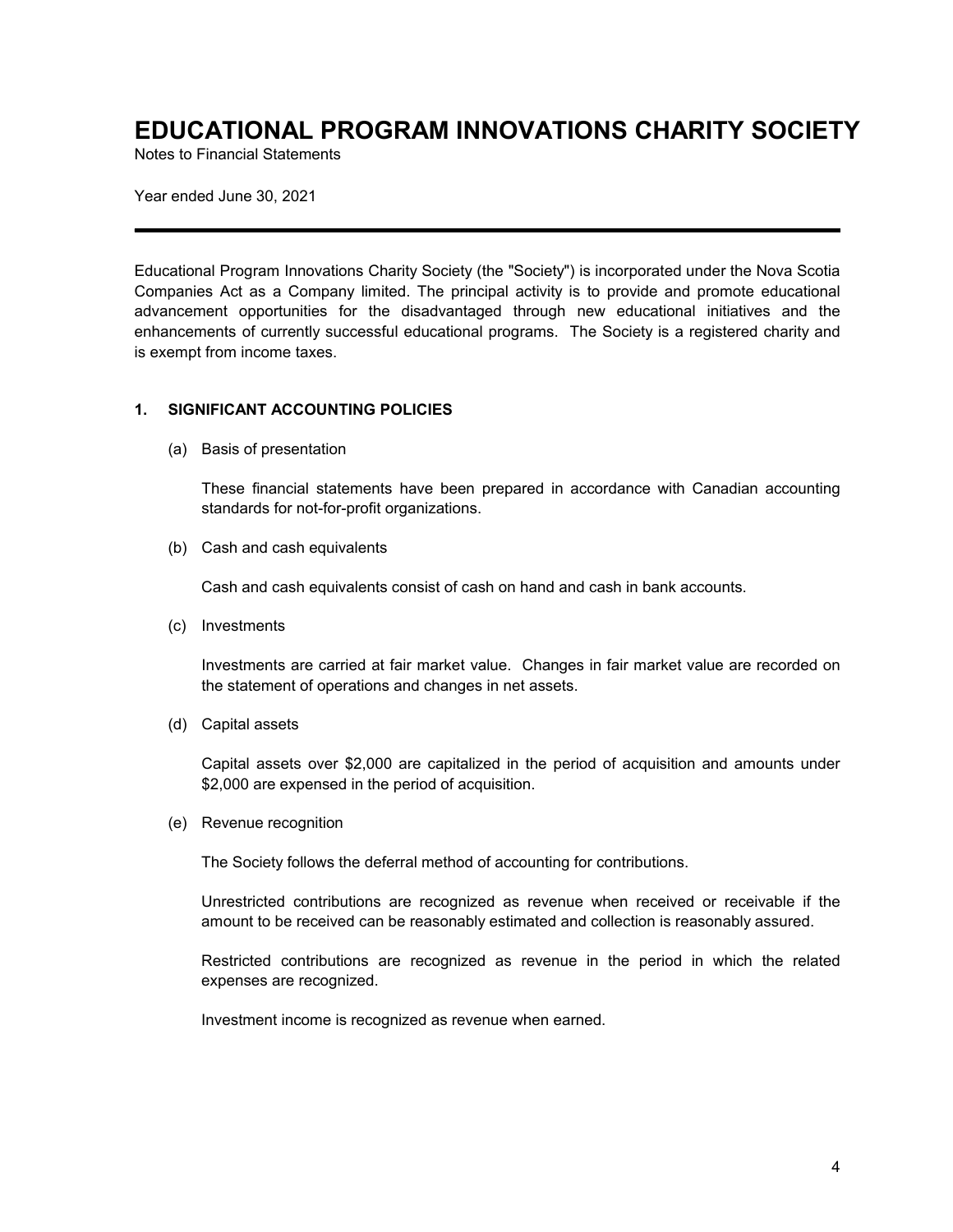# EDUCATIONAL PROGRAM INNOVATIONS CHARITY SOCIETY

Notes to Financial Statements

Year ended June 30, 2021

---

Educational Program Innovations Charity Society (the "Society") is incorporated under the Nova Scotia Companies Act as a Company limited. The principal activity is to provide and promote educational advancement opportunities for the disadvantaged through new educational initiatives and the enhancements of currently successful educational programs. The Society is a registered charity and is exempt from income taxes.

## 1. SIGNIFICANT ACCOUNTING POLICIES

(a) Basis of presentation

These financial statements have been prepared in accordance with Canadian accounting standards for not-for-profit organizations.

(b) Cash and cash equivalents

Cash and cash equivalents consist of cash on hand and cash in bank accounts.

(c) Investments

Investments are carried at fair market value. Changes in fair market value are recorded on the statement of operations and changes in net assets.

(d) Capital assets

Capital assets over $2,000 are capitalized in the period of acquisition and amounts under $2,000 are expensed in the period of acquisition.

(e) Revenue recognition

The Society follows the deferral method of accounting for contributions.

Unrestricted contributions are recognized as revenue when received or receivable if the amount to be received can be reasonably estimated and collection is reasonably assured.

Restricted contributions are recognized as revenue in the period in which the related expenses are recognized.

Investment income is recognized as revenue when earned.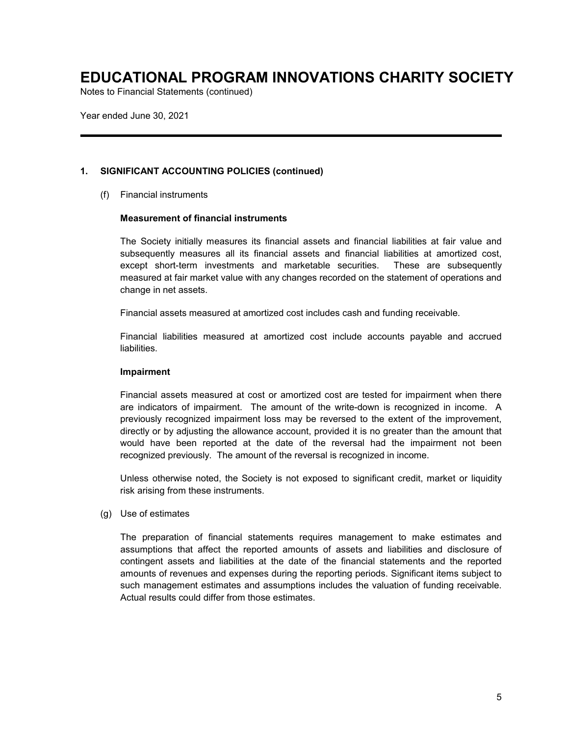# EDUCATIONAL PROGRAM INNOVATIONS CHARITY SOCIETY

Notes to Financial Statements (continued)

Year ended June 30, 2021

---

**1. SIGNIFICANT ACCOUNTING POLICIES (continued)**

(f) Financial instruments

**Measurement of financial instruments**

The Society initially measures its financial assets and financial liabilities at fair value and subsequently measures all its financial assets and financial liabilities at amortized cost, except short-term investments and marketable securities. These are subsequently measured at fair market value with any changes recorded on the statement of operations and change in net assets.

Financial assets measured at amortized cost includes cash and funding receivable.

Financial liabilities measured at amortized cost include accounts payable and accrued liabilities.

**Impairment**

Financial assets measured at cost or amortized cost are tested for impairment when there are indicators of impairment. The amount of the write-down is recognized in income. A previously recognized impairment loss may be reversed to the extent of the improvement, directly or by adjusting the allowance account, provided it is no greater than the amount that would have been reported at the date of the reversal had the impairment not been recognized previously. The amount of the reversal is recognized in income.

Unless otherwise noted, the Society is not exposed to significant credit, market or liquidity risk arising from these instruments.

(g) Use of estimates

The preparation of financial statements requires management to make estimates and assumptions that affect the reported amounts of assets and liabilities and disclosure of contingent assets and liabilities at the date of the financial statements and the reported amounts of revenues and expenses during the reporting periods. Significant items subject to such management estimates and assumptions includes the valuation of funding receivable. Actual results could differ from those estimates.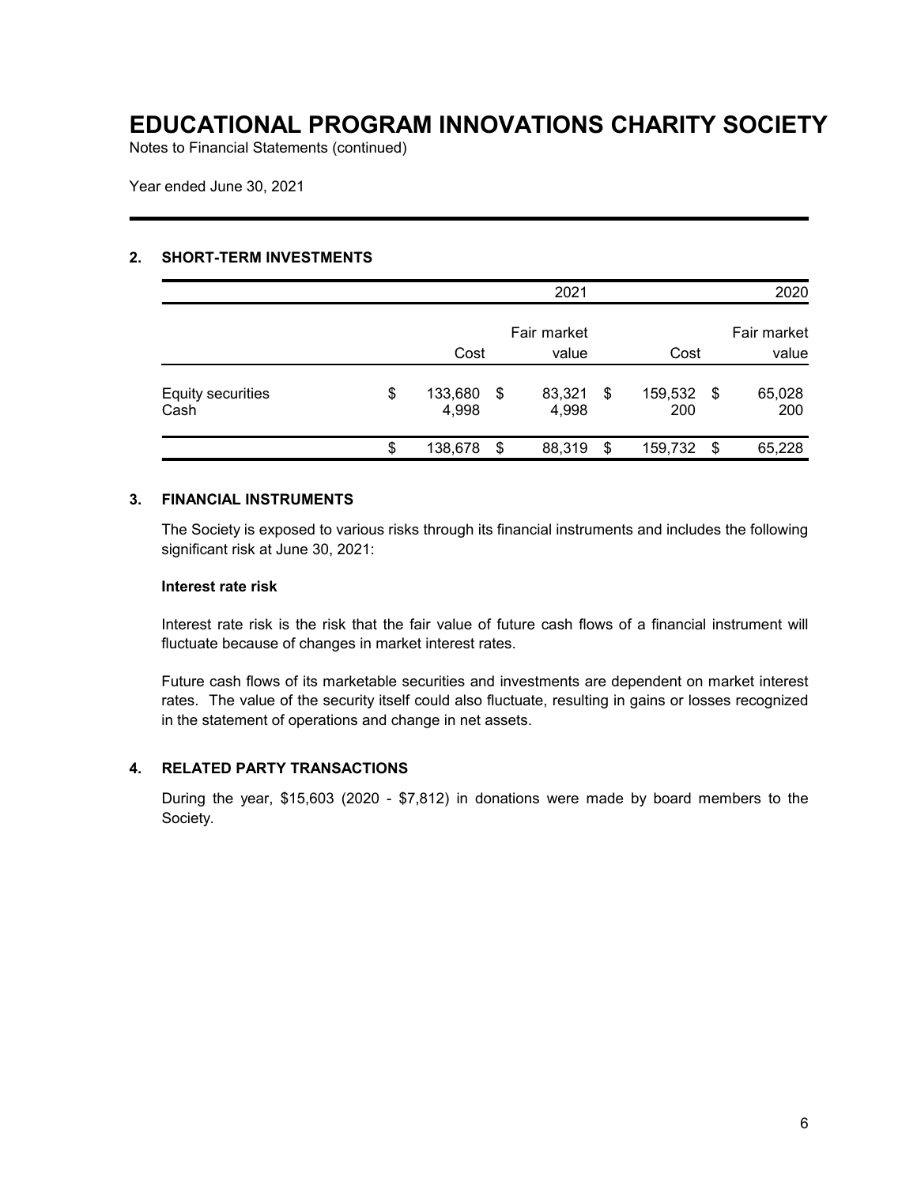# EDUCATIONAL PROGRAM INNOVATIONS CHARITY SOCIETY

Notes to Financial Statements (continued)

Year ended June 30, 2021

## 2. SHORT-TERM INVESTMENTS

| | | 2021 | | 2020 |
|---|---|---|---|---|
| | Cost | Fair market value | Cost | Fair market value |
| Equity securities | $ 133,680 | $ 83,321 | $ 159,532 | $ 65,028 |
| Cash | 4,998 | 4,998 | 200 | 200 |
| | $ 138,678 | $ 88,319 | $ 159,732 | $ 65,228 |

## 3. FINANCIAL INSTRUMENTS

The Society is exposed to various risks through its financial instruments and includes the following significant risk at June 30, 2021:

**Interest rate risk**

Interest rate risk is the risk that the fair value of future cash flows of a financial instrument will fluctuate because of changes in market interest rates.

Future cash flows of its marketable securities and investments are dependent on market interest rates. The value of the security itself could also fluctuate, resulting in gains or losses recognized in the statement of operations and change in net assets.

## 4. RELATED PARTY TRANSACTIONS

During the year, $15,603 (2020 - $7,812) in donations were made by board members to the Society.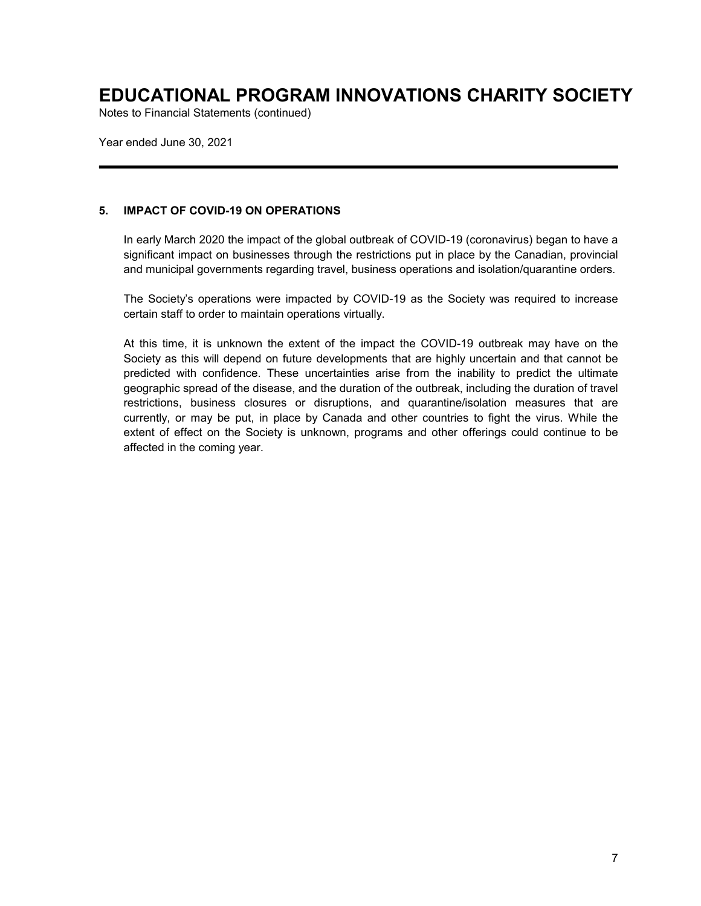# EDUCATIONAL PROGRAM INNOVATIONS CHARITY SOCIETY

Notes to Financial Statements (continued)

Year ended June 30, 2021

## 5. IMPACT OF COVID-19 ON OPERATIONS

In early March 2020 the impact of the global outbreak of COVID-19 (coronavirus) began to have a significant impact on businesses through the restrictions put in place by the Canadian, provincial and municipal governments regarding travel, business operations and isolation/quarantine orders.

The Society's operations were impacted by COVID-19 as the Society was required to increase certain staff to order to maintain operations virtually.

At this time, it is unknown the extent of the impact the COVID-19 outbreak may have on the Society as this will depend on future developments that are highly uncertain and that cannot be predicted with confidence. These uncertainties arise from the inability to predict the ultimate geographic spread of the disease, and the duration of the outbreak, including the duration of travel restrictions, business closures or disruptions, and quarantine/isolation measures that are currently, or may be put, in place by Canada and other countries to fight the virus. While the extent of effect on the Society is unknown, programs and other offerings could continue to be affected in the coming year.